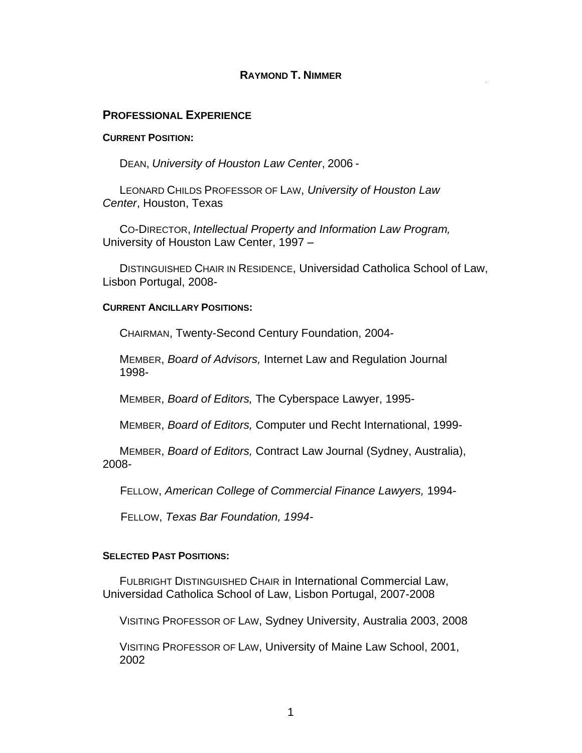# RAYMOND T. NIMMER

## PROFESSIONAL EXPERIENCE

### CURRENT POSITION:

DEAN, *University of Houston Law Center*, 2006 -

LEONARD CHILDS PROFESSOR OF LAW, *University of Houston Law Center*, Houston, Texas

CO-DIRECTOR, *Intellectual Property and Information Law Program,* University of Houston Law Center, 1997 –

DISTINGUISHED CHAIR IN RESIDENCE, Universidad Catholica School of Law, Lisbon Portugal, 2008-

### CURRENT ANCILLARY POSITIONS:

CHAIRMAN, Twenty-Second Century Foundation, 2004-

MEMBER, *Board of Advisors,* Internet Law and Regulation Journal 1998-

MEMBER, *Board of Editors,* The Cyberspace Lawyer, 1995-

MEMBER, *Board of Editors,* Computer und Recht International, 1999-

MEMBER, *Board of Editors,* Contract Law Journal (Sydney, Australia), 2008-

FELLOW, *American College of Commercial Finance Lawyers,* 1994-

FELLOW, *Texas Bar Foundation, 1994-*

### SELECTED PAST POSITIONS:

FULBRIGHT DISTINGUISHED CHAIR in International Commercial Law, Universidad Catholica School of Law, Lisbon Portugal, 2007-2008

VISITING PROFESSOR OF LAW, Sydney University, Australia 2003, 2008

VISITING PROFESSOR OF LAW, University of Maine Law School, 2001, 2002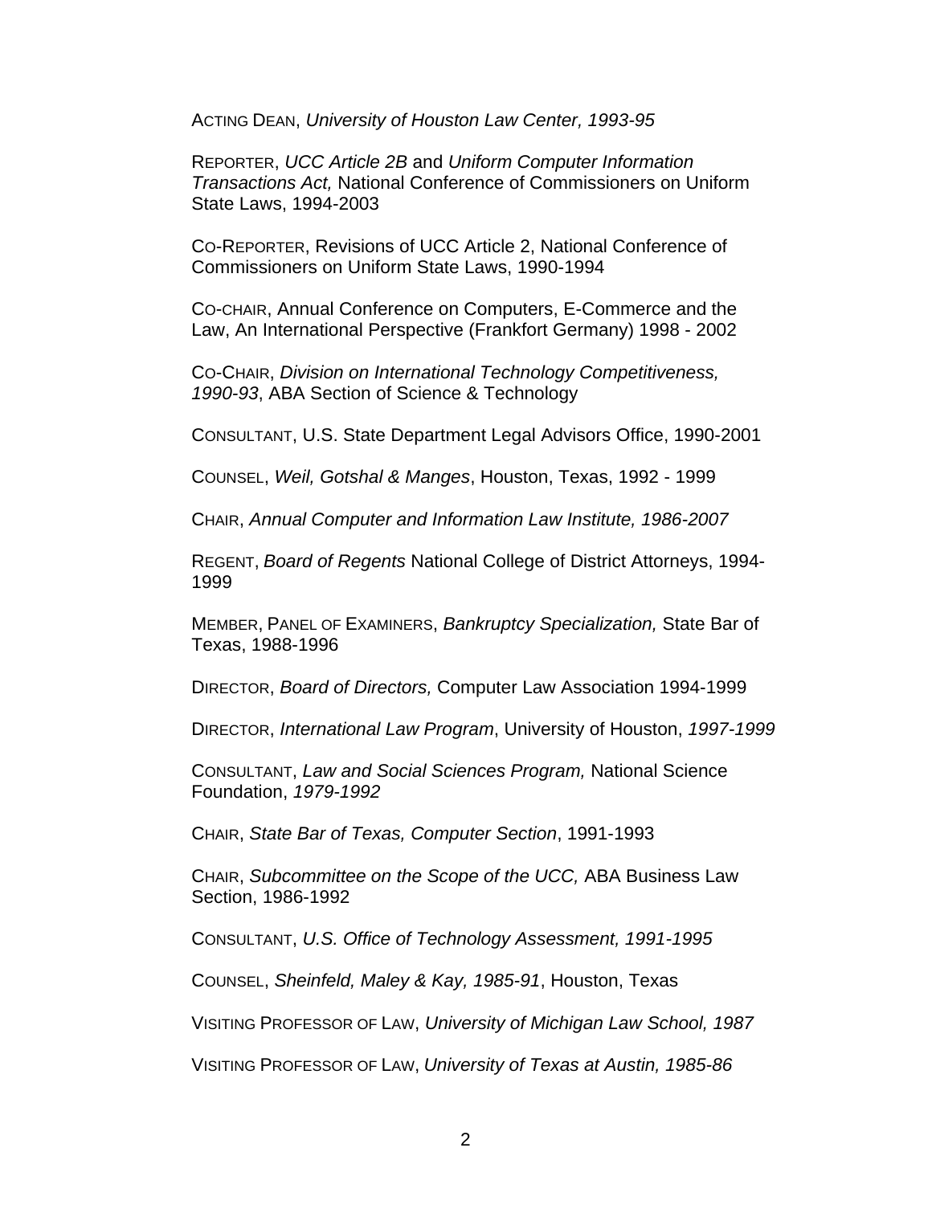ACTING DEAN, *University of Houston Law Center, 1993-95*

REPORTER, *UCC Article 2B* and *Uniform Computer Information Transactions Act,* National Conference of Commissioners on Uniform State Laws, 1994-2003

CO-REPORTER, Revisions of UCC Article 2, National Conference of Commissioners on Uniform State Laws, 1990-1994

CO-CHAIR, Annual Conference on Computers, E-Commerce and the Law, An International Perspective (Frankfort Germany) 1998 - 2002

CO-CHAIR, *Division on International Technology Competitiveness, 1990-93*, ABA Section of Science & Technology

CONSULTANT, U.S. State Department Legal Advisors Office, 1990-2001

COUNSEL, *Weil, Gotshal & Manges*, Houston, Texas, 1992 - 1999

CHAIR, *Annual Computer and Information Law Institute, 1986-2007*

REGENT, *Board of Regents* National College of District Attorneys, 1994-1999

MEMBER, PANEL OF EXAMINERS, *Bankruptcy Specialization,* State Bar of Texas, 1988-1996

DIRECTOR, *Board of Directors,* Computer Law Association 1994-1999

DIRECTOR, *International Law Program*, University of Houston, *1997-1999*

CONSULTANT, *Law and Social Sciences Program,* National Science Foundation, *1979-1992*

CHAIR, *State Bar of Texas, Computer Section*, 1991-1993

CHAIR, *Subcommittee on the Scope of the UCC,* ABA Business Law Section, 1986-1992

CONSULTANT, *U.S. Office of Technology Assessment, 1991-1995*

COUNSEL, *Sheinfeld, Maley & Kay, 1985-91*, Houston, Texas

VISITING PROFESSOR OF LAW, *University of Michigan Law School, 1987*

VISITING PROFESSOR OF LAW, *University of Texas at Austin, 1985-86*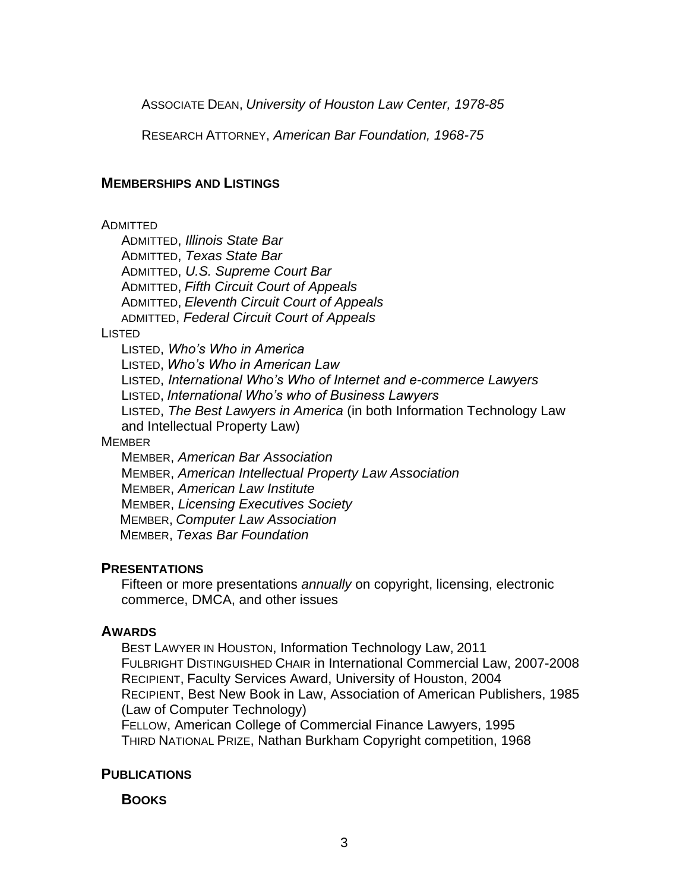ASSOCIATE DEAN, *University of Houston Law Center, 1978-85*

RESEARCH ATTORNEY, *American Bar Foundation, 1968-75*

## MEMBERSHIPS AND LISTINGS

ADMITTED

- ADMITTED, *Illinois State Bar*
- ADMITTED, *Texas State Bar*
- ADMITTED, *U.S. Supreme Court Bar*
- ADMITTED, *Fifth Circuit Court of Appeals*
- ADMITTED, *Eleventh Circuit Court of Appeals*
- ADMITTED, *Federal Circuit Court of Appeals*

LISTED

- LISTED, *Who's Who in America*
- LISTED, *Who's Who in American Law*
- LISTED, *International Who's Who of Internet and e-commerce Lawyers*
- LISTED, *International Who's who of Business Lawyers*
- LISTED, *The Best Lawyers in America* (in both Information Technology Law and Intellectual Property Law)

MEMBER

- MEMBER, *American Bar Association*
- MEMBER, *American Intellectual Property Law Association*
- MEMBER, *American Law Institute*
- MEMBER, *Licensing Executives Society*
- MEMBER, *Computer Law Association*
- MEMBER, *Texas Bar Foundation*

## PRESENTATIONS

Fifteen or more presentations *annually* on copyright, licensing, electronic commerce, DMCA, and other issues

## AWARDS

- BEST LAWYER IN HOUSTON, Information Technology Law, 2011
- FULBRIGHT DISTINGUISHED CHAIR in International Commercial Law, 2007-2008
- RECIPIENT, Faculty Services Award, University of Houston, 2004
- RECIPIENT, Best New Book in Law, Association of American Publishers, 1985 (Law of Computer Technology)
- FELLOW, American College of Commercial Finance Lawyers, 1995
- THIRD NATIONAL PRIZE, Nathan Burkham Copyright competition, 1968

## PUBLICATIONS

### BOOKS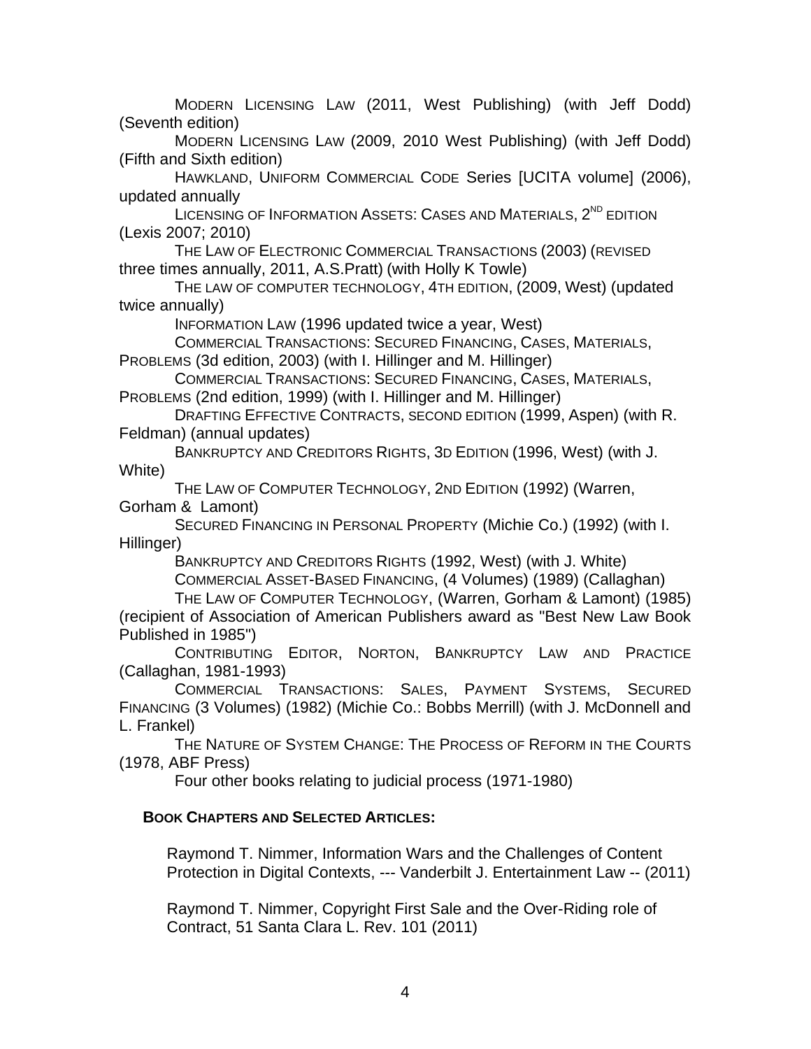MODERN LICENSING LAW (2011, West Publishing) (with Jeff Dodd) (Seventh edition)

MODERN LICENSING LAW (2009, 2010 West Publishing) (with Jeff Dodd) (Fifth and Sixth edition)

HAWKLAND, UNIFORM COMMERCIAL CODE Series [UCITA volume] (2006), updated annually

LICENSING OF INFORMATION ASSETS: CASES AND MATERIALS, 2ND EDITION (Lexis 2007; 2010)

THE LAW OF ELECTRONIC COMMERCIAL TRANSACTIONS (2003) (REVISED three times annually, 2011, A.S.Pratt) (with Holly K Towle)

THE LAW OF COMPUTER TECHNOLOGY, 4TH EDITION, (2009, West) (updated twice annually)

INFORMATION LAW (1996 updated twice a year, West)

COMMERCIAL TRANSACTIONS: SECURED FINANCING, CASES, MATERIALS, PROBLEMS (3d edition, 2003) (with I. Hillinger and M. Hillinger)

COMMERCIAL TRANSACTIONS: SECURED FINANCING, CASES, MATERIALS, PROBLEMS (2nd edition, 1999) (with I. Hillinger and M. Hillinger)

DRAFTING EFFECTIVE CONTRACTS, SECOND EDITION (1999, Aspen) (with R. Feldman) (annual updates)

BANKRUPTCY AND CREDITORS RIGHTS, 3D EDITION (1996, West) (with J. White)

THE LAW OF COMPUTER TECHNOLOGY, 2ND EDITION (1992) (Warren, Gorham & Lamont)

SECURED FINANCING IN PERSONAL PROPERTY (Michie Co.) (1992) (with I. Hillinger)

BANKRUPTCY AND CREDITORS RIGHTS (1992, West) (with J. White)

COMMERCIAL ASSET-BASED FINANCING, (4 Volumes) (1989) (Callaghan)

THE LAW OF COMPUTER TECHNOLOGY, (Warren, Gorham & Lamont) (1985) (recipient of Association of American Publishers award as "Best New Law Book Published in 1985")

CONTRIBUTING EDITOR, NORTON, BANKRUPTCY LAW AND PRACTICE (Callaghan, 1981-1993)

COMMERCIAL TRANSACTIONS: SALES, PAYMENT SYSTEMS, SECURED FINANCING (3 Volumes) (1982) (Michie Co.: Bobbs Merrill) (with J. McDonnell and L. Frankel)

THE NATURE OF SYSTEM CHANGE: THE PROCESS OF REFORM IN THE COURTS (1978, ABF Press)

Four other books relating to judicial process (1971-1980)

**BOOK CHAPTERS AND SELECTED ARTICLES:**

Raymond T. Nimmer, Information Wars and the Challenges of Content Protection in Digital Contexts, --- Vanderbilt J. Entertainment Law -- (2011)

Raymond T. Nimmer, Copyright First Sale and the Over-Riding role of Contract, 51 Santa Clara L. Rev. 101 (2011)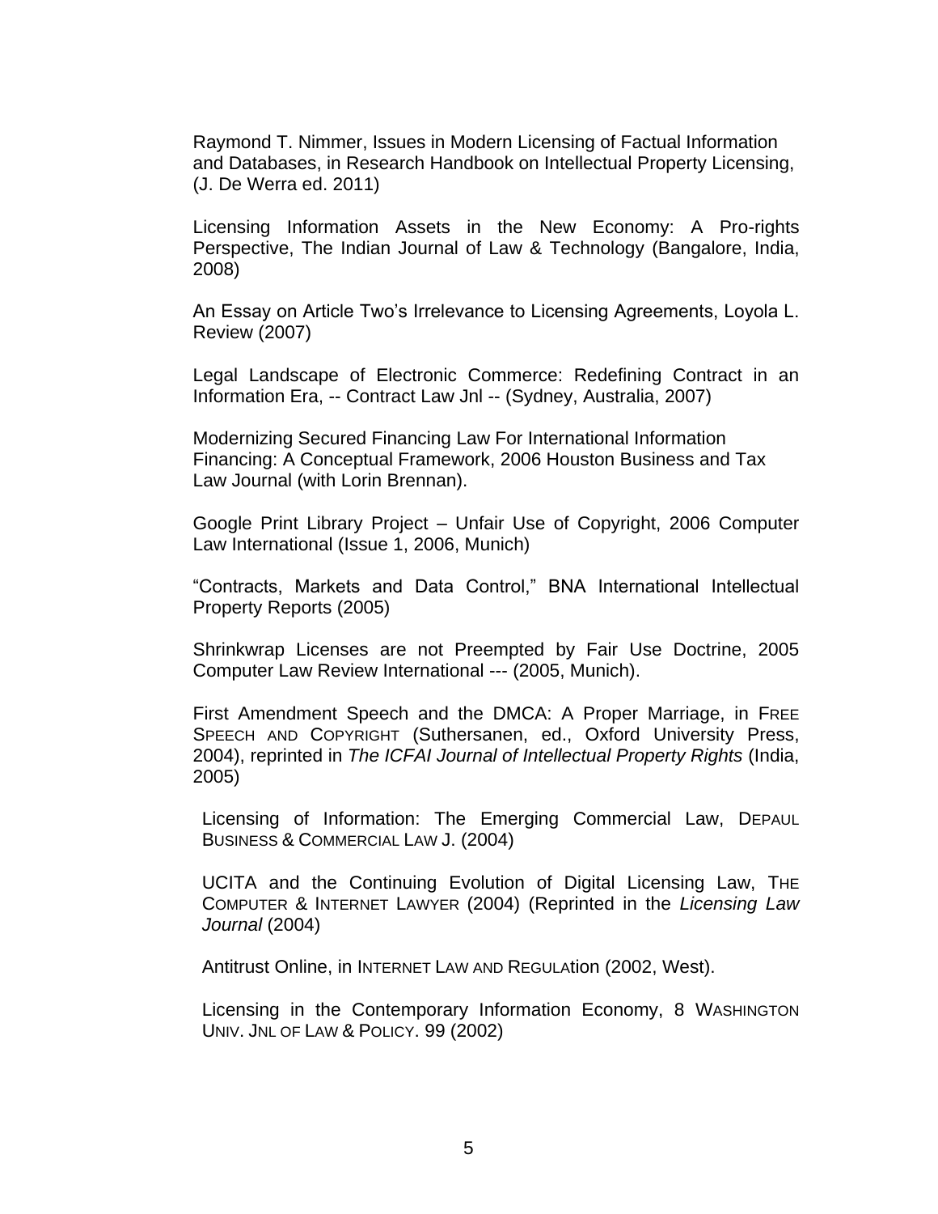Raymond T. Nimmer, Issues in Modern Licensing of Factual Information and Databases, in Research Handbook on Intellectual Property Licensing, (J. De Werra ed. 2011)

Licensing Information Assets in the New Economy: A Pro-rights Perspective, The Indian Journal of Law & Technology (Bangalore, India, 2008)

An Essay on Article Two's Irrelevance to Licensing Agreements, Loyola L. Review (2007)

Legal Landscape of Electronic Commerce: Redefining Contract in an Information Era, -- Contract Law Jnl -- (Sydney, Australia, 2007)

Modernizing Secured Financing Law For International Information Financing: A Conceptual Framework, 2006 Houston Business and Tax Law Journal (with Lorin Brennan).

Google Print Library Project – Unfair Use of Copyright, 2006 Computer Law International (Issue 1, 2006, Munich)

"Contracts, Markets and Data Control," BNA International Intellectual Property Reports (2005)

Shrinkwrap Licenses are not Preempted by Fair Use Doctrine, 2005 Computer Law Review International --- (2005, Munich).

First Amendment Speech and the DMCA: A Proper Marriage, in FREE SPEECH AND COPYRIGHT (Suthersanen, ed., Oxford University Press, 2004), reprinted in *The ICFAI Journal of Intellectual Property Rights* (India, 2005)

Licensing of Information: The Emerging Commercial Law, DEPAUL BUSINESS & COMMERCIAL LAW J. (2004)

UCITA and the Continuing Evolution of Digital Licensing Law, THE COMPUTER & INTERNET LAWYER (2004) (Reprinted in the *Licensing Law Journal* (2004)

Antitrust Online, in INTERNET LAW AND REGULAtion (2002, West).

Licensing in the Contemporary Information Economy, 8 WASHINGTON UNIV. JNL OF LAW & POLICY. 99 (2002)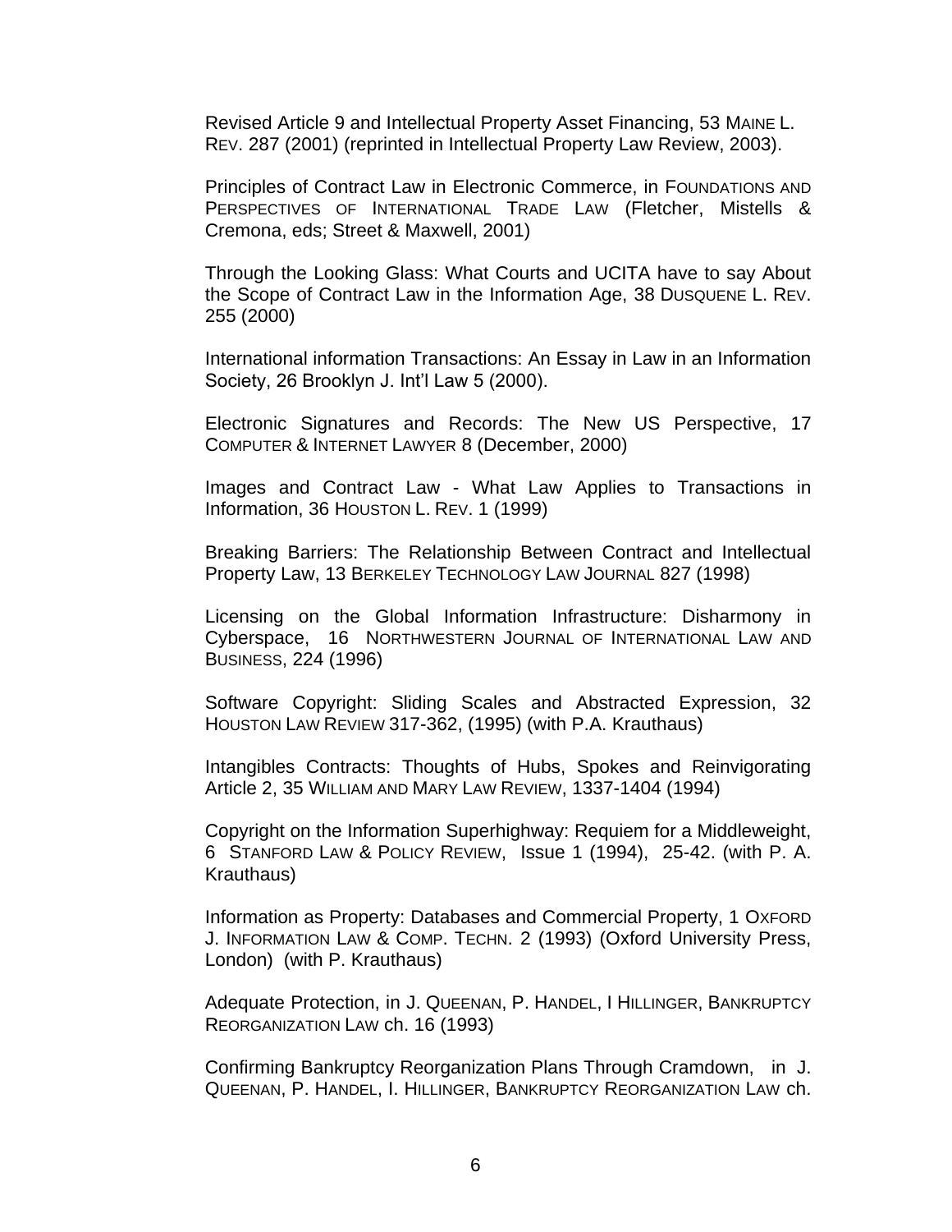Revised Article 9 and Intellectual Property Asset Financing, 53 MAINE L. REV. 287 (2001) (reprinted in Intellectual Property Law Review, 2003).

Principles of Contract Law in Electronic Commerce, in FOUNDATIONS AND PERSPECTIVES OF INTERNATIONAL TRADE LAW (Fletcher, Mistells & Cremona, eds; Street & Maxwell, 2001)

Through the Looking Glass: What Courts and UCITA have to say About the Scope of Contract Law in the Information Age, 38 DUSQUENE L. REV. 255 (2000)

International information Transactions: An Essay in Law in an Information Society, 26 Brooklyn J. Int'l Law 5 (2000).

Electronic Signatures and Records: The New US Perspective, 17 COMPUTER & INTERNET LAWYER 8 (December, 2000)

Images and Contract Law - What Law Applies to Transactions in Information, 36 HOUSTON L. REV. 1 (1999)

Breaking Barriers: The Relationship Between Contract and Intellectual Property Law, 13 BERKELEY TECHNOLOGY LAW JOURNAL 827 (1998)

Licensing on the Global Information Infrastructure: Disharmony in Cyberspace, 16 NORTHWESTERN JOURNAL OF INTERNATIONAL LAW AND BUSINESS, 224 (1996)

Software Copyright: Sliding Scales and Abstracted Expression, 32 HOUSTON LAW REVIEW 317-362, (1995) (with P.A. Krauthaus)

Intangibles Contracts: Thoughts of Hubs, Spokes and Reinvigorating Article 2, 35 WILLIAM AND MARY LAW REVIEW, 1337-1404 (1994)

Copyright on the Information Superhighway: Requiem for a Middleweight, 6 STANFORD LAW & POLICY REVIEW, Issue 1 (1994), 25-42. (with P. A. Krauthaus)

Information as Property: Databases and Commercial Property, 1 OXFORD J. INFORMATION LAW & COMP. TECHN. 2 (1993) (Oxford University Press, London) (with P. Krauthaus)

Adequate Protection, in J. QUEENAN, P. HANDEL, I HILLINGER, BANKRUPTCY REORGANIZATION LAW ch. 16 (1993)

Confirming Bankruptcy Reorganization Plans Through Cramdown, in J. QUEENAN, P. HANDEL, I. HILLINGER, BANKRUPTCY REORGANIZATION LAW ch.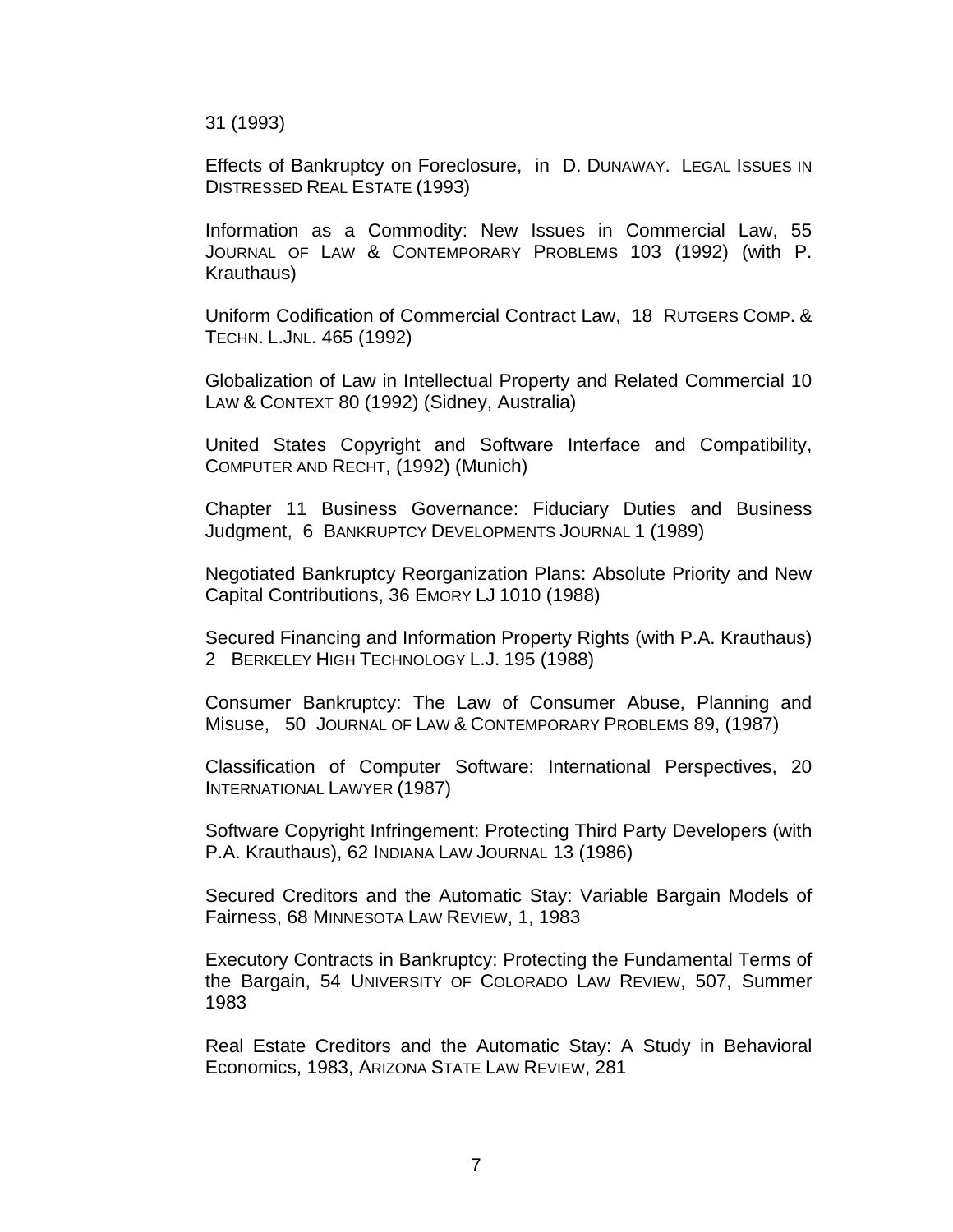31 (1993)

Effects of Bankruptcy on Foreclosure, in D. DUNAWAY. LEGAL ISSUES IN DISTRESSED REAL ESTATE (1993)

Information as a Commodity: New Issues in Commercial Law, 55 JOURNAL OF LAW & CONTEMPORARY PROBLEMS 103 (1992) (with P. Krauthaus)

Uniform Codification of Commercial Contract Law, 18 RUTGERS COMP. & TECHN. L.JNL. 465 (1992)

Globalization of Law in Intellectual Property and Related Commercial 10 LAW & CONTEXT 80 (1992) (Sidney, Australia)

United States Copyright and Software Interface and Compatibility, COMPUTER AND RECHT, (1992) (Munich)

Chapter 11 Business Governance: Fiduciary Duties and Business Judgment, 6 BANKRUPTCY DEVELOPMENTS JOURNAL 1 (1989)

Negotiated Bankruptcy Reorganization Plans: Absolute Priority and New Capital Contributions, 36 EMORY LJ 1010 (1988)

Secured Financing and Information Property Rights (with P.A. Krauthaus) 2 BERKELEY HIGH TECHNOLOGY L.J. 195 (1988)

Consumer Bankruptcy: The Law of Consumer Abuse, Planning and Misuse, 50 JOURNAL OF LAW & CONTEMPORARY PROBLEMS 89, (1987)

Classification of Computer Software: International Perspectives, 20 INTERNATIONAL LAWYER (1987)

Software Copyright Infringement: Protecting Third Party Developers (with P.A. Krauthaus), 62 INDIANA LAW JOURNAL 13 (1986)

Secured Creditors and the Automatic Stay: Variable Bargain Models of Fairness, 68 MINNESOTA LAW REVIEW, 1, 1983

Executory Contracts in Bankruptcy: Protecting the Fundamental Terms of the Bargain, 54 UNIVERSITY OF COLORADO LAW REVIEW, 507, Summer 1983

Real Estate Creditors and the Automatic Stay: A Study in Behavioral Economics, 1983, ARIZONA STATE LAW REVIEW, 281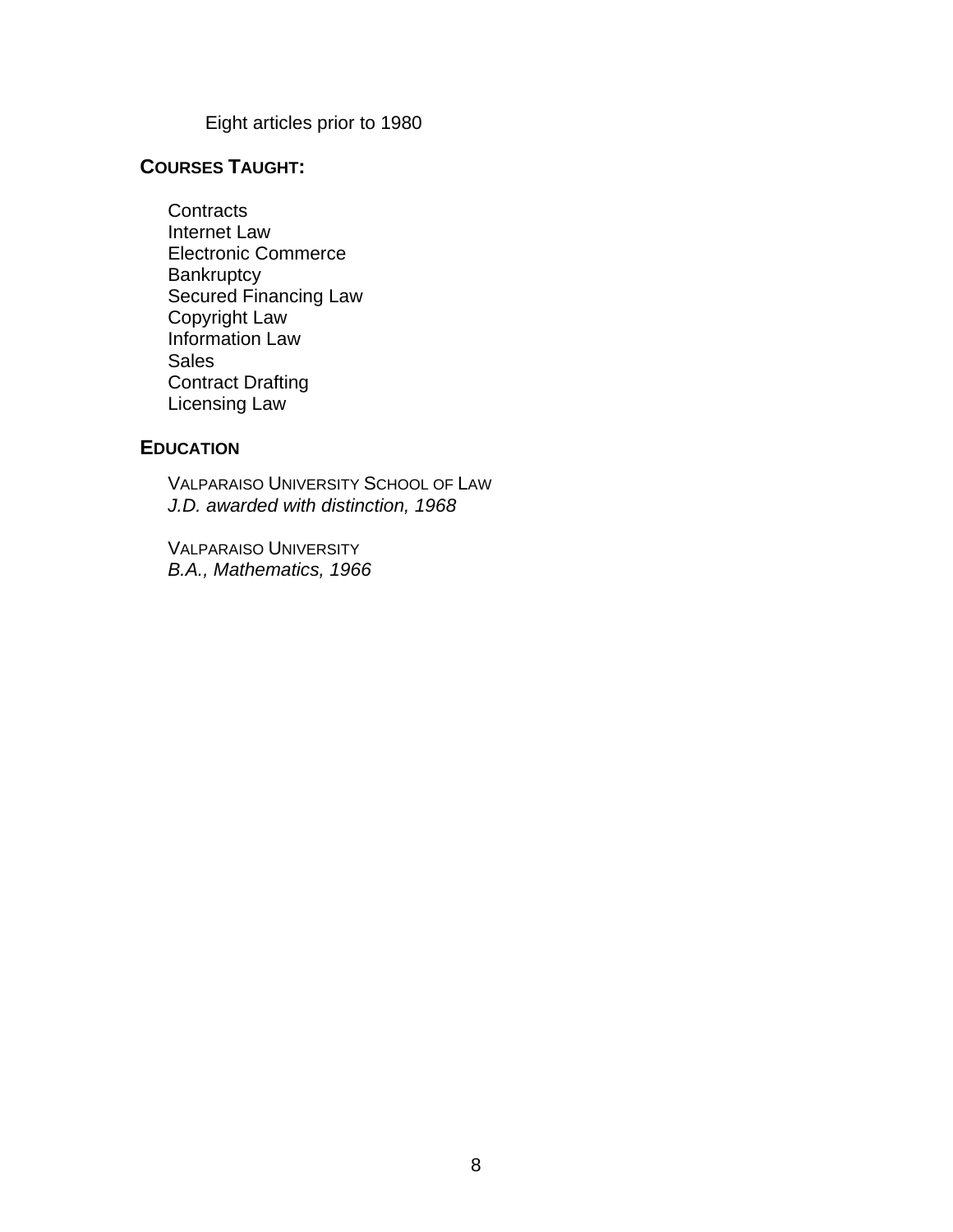Eight articles prior to 1980

**COURSES TAUGHT:**

Contracts
Internet Law
Electronic Commerce
Bankruptcy
Secured Financing Law
Copyright Law
Information Law
Sales
Contract Drafting
Licensing Law

**EDUCATION**

VALPARAISO UNIVERSITY SCHOOL OF LAW
*J.D. awarded with distinction, 1968*

VALPARAISO UNIVERSITY
*B.A., Mathematics, 1966*